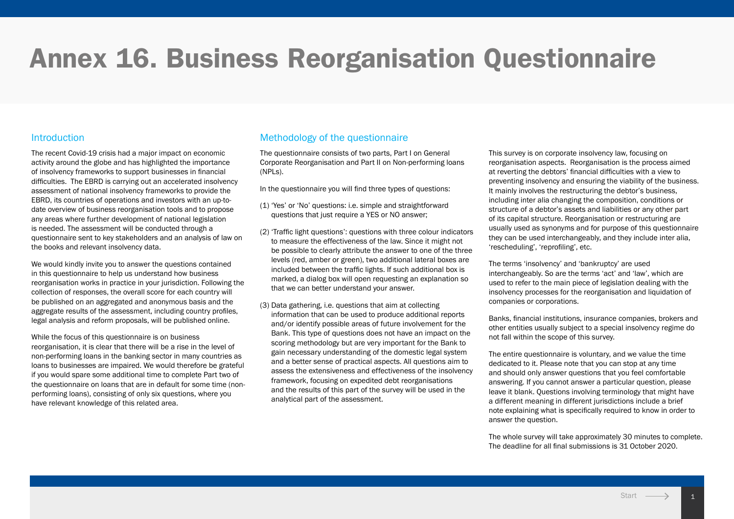# Annex 16. Business Reorganisation Questionnaire

## Introduction

The recent Covid-19 crisis had a major impact on economic activity around the globe and has highlighted the importance of insolvency frameworks to support businesses in financial difficulties. The EBRD is carrying out an accelerated insolvency assessment of national insolvency frameworks to provide the EBRD, its countries of operations and investors with an up-to-date overview of business reorganisation tools and to propose any areas where further development of national legislation is needed. The assessment will be conducted through a questionnaire sent to key stakeholders and an analysis of law on the books and relevant insolvency data.

We would kindly invite you to answer the questions contained in this questionnaire to help us understand how business reorganisation works in practice in your jurisdiction. Following the collection of responses, the overall score for each country will be published on an aggregated and anonymous basis and the aggregate results of the assessment, including country profiles, legal analysis and reform proposals, will be published online.

While the focus of this questionnaire is on business reorganisation, it is clear that there will be a rise in the level of non-performing loans in the banking sector in many countries as loans to businesses are impaired. We would therefore be grateful if you would spare some additional time to complete Part two of the questionnaire on loans that are in default for some time (non-performing loans), consisting of only six questions, where you have relevant knowledge of this related area.

## Methodology of the questionnaire

The questionnaire consists of two parts, Part I on General Corporate Reorganisation and Part II on Non-performing loans (NPLs).

In the questionnaire you will find three types of questions:

(1) 'Yes' or 'No' questions: i.e. simple and straightforward questions that just require a YES or NO answer;

(2) 'Traffic light questions': questions with three colour indicators to measure the effectiveness of the law. Since it might not be possible to clearly attribute the answer to one of the three levels (red, amber or green), two additional lateral boxes are included between the traffic lights. If such additional box is marked, a dialog box will open requesting an explanation so that we can better understand your answer.

(3) Data gathering, i.e. questions that aim at collecting information that can be used to produce additional reports and/or identify possible areas of future involvement for the Bank. This type of questions does not have an impact on the scoring methodology but are very important for the Bank to gain necessary understanding of the domestic legal system and a better sense of practical aspects. All questions aim to assess the extensiveness and effectiveness of the insolvency framework, focusing on expedited debt reorganisations and the results of this part of the survey will be used in the analytical part of the assessment.

This survey is on corporate insolvency law, focusing on reorganisation aspects. Reorganisation is the process aimed at reverting the debtors' financial difficulties with a view to preventing insolvency and ensuring the viability of the business. It mainly involves the restructuring the debtor's business, including inter alia changing the composition, conditions or structure of a debtor's assets and liabilities or any other part of its capital structure. Reorganisation or restructuring are usually used as synonyms and for purpose of this questionnaire they can be used interchangeably, and they include inter alia, 'rescheduling', 'reprofiling', etc.

The terms 'insolvency' and 'bankruptcy' are used interchangeably. So are the terms 'act' and 'law', which are used to refer to the main piece of legislation dealing with the insolvency processes for the reorganisation and liquidation of companies or corporations.

Banks, financial institutions, insurance companies, brokers and other entities usually subject to a special insolvency regime do not fall within the scope of this survey.

The entire questionnaire is voluntary, and we value the time dedicated to it. Please note that you can stop at any time and should only answer questions that you feel comfortable answering. If you cannot answer a particular question, please leave it blank. Questions involving terminology that might have a different meaning in different jurisdictions include a brief note explaining what is specifically required to know in order to answer the question.

The whole survey will take approximately 30 minutes to complete. The deadline for all final submissions is 31 October 2020.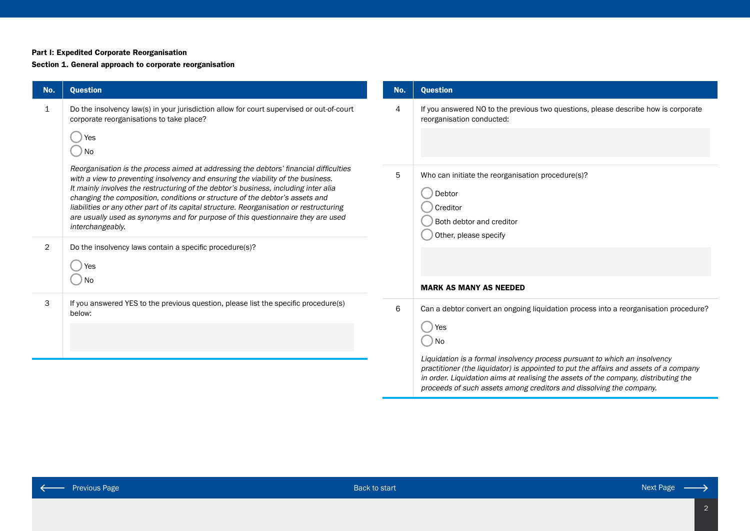**Part I: Expedited Corporate Reorganisation**

**Section 1. General approach to corporate reorganisation**

| No. | Question |
|---|---|
| 1 | Do the insolvency law(s) in your jurisdiction allow for court supervised or out-of-court corporate reorganisations to take place?<br><br>◯ Yes<br>◯ No<br><br>*Reorganisation is the process aimed at addressing the debtors' financial difficulties with a view to preventing insolvency and ensuring the viability of the business. It mainly involves the restructuring of the debtor's business, including inter alia changing the composition, conditions or structure of the debtor's assets and liabilities or any other part of its capital structure. Reorganisation or restructuring are usually used as synonyms and for purpose of this questionnaire they are used interchangeably.* |
| 2 | Do the insolvency laws contain a specific procedure(s)?<br><br>◯ Yes<br>◯ No |
| 3 | If you answered YES to the previous question, please list the specific procedure(s) below: |

| No. | Question |
|---|---|
| 4 | If you answered NO to the previous two questions, please describe how is corporate reorganisation conducted: |
| 5 | Who can initiate the reorganisation procedure(s)?<br><br>◯ Debtor<br>◯ Creditor<br>◯ Both debtor and creditor<br>◯ Other, please specify<br><br>**MARK AS MANY AS NEEDED** |
| 6 | Can a debtor convert an ongoing liquidation process into a reorganisation procedure?<br><br>◯ Yes<br>◯ No<br><br>*Liquidation is a formal insolvency process pursuant to which an insolvency practitioner (the liquidator) is appointed to put the affairs and assets of a company in order. Liquidation aims at realising the assets of the company, distributing the proceeds of such assets among creditors and dissolving the company.* |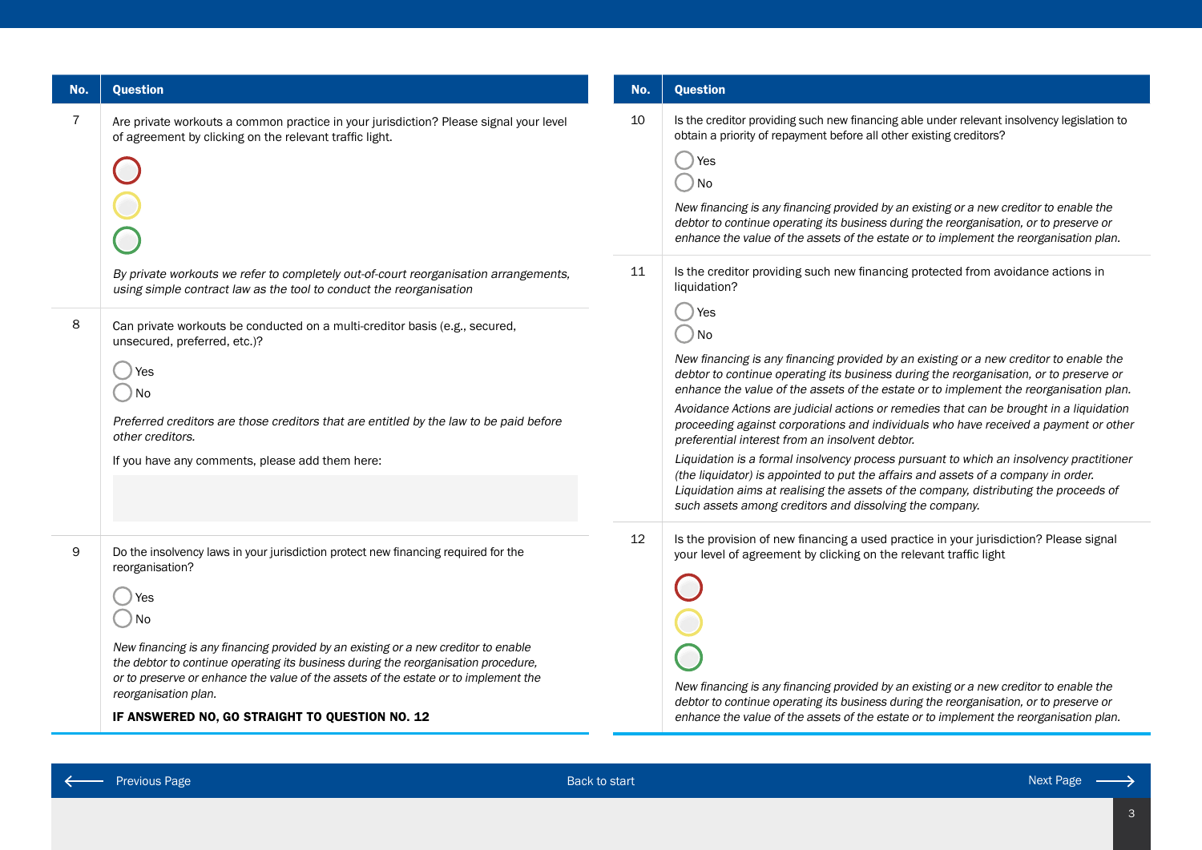| No. | Question |
|---|---|
| 7 | Are private workouts a common practice in your jurisdiction? Please signal your level of agreement by clicking on the relevant traffic light.<br><br>○ (red)<br>○ (yellow)<br>○ (green)<br><br>*By private workouts we refer to completely out-of-court reorganisation arrangements, using simple contract law as the tool to conduct the reorganisation* |
| 8 | Can private workouts be conducted on a multi-creditor basis (e.g., secured, unsecured, preferred, etc.)?<br><br>○ Yes<br>○ No<br><br>*Preferred creditors are those creditors that are entitled by the law to be paid before other creditors.*<br><br>If you have any comments, please add them here: |
| 9 | Do the insolvency laws in your jurisdiction protect new financing required for the reorganisation?<br><br>○ Yes<br>○ No<br><br>*New financing is any financing provided by an existing or a new creditor to enable the debtor to continue operating its business during the reorganisation procedure, or to preserve or enhance the value of the assets of the estate or to implement the reorganisation plan.*<br><br>**IF ANSWERED NO, GO STRAIGHT TO QUESTION NO. 12** |

| No. | Question |
|---|---|
| 10 | Is the creditor providing such new financing able under relevant insolvency legislation to obtain a priority of repayment before all other existing creditors?<br><br>○ Yes<br>○ No<br><br>*New financing is any financing provided by an existing or a new creditor to enable the debtor to continue operating its business during the reorganisation, or to preserve or enhance the value of the assets of the estate or to implement the reorganisation plan.* |
| 11 | Is the creditor providing such new financing protected from avoidance actions in liquidation?<br><br>○ Yes<br>○ No<br><br>*New financing is any financing provided by an existing or a new creditor to enable the debtor to continue operating its business during the reorganisation, or to preserve or enhance the value of the assets of the estate or to implement the reorganisation plan.*<br><br>*Avoidance Actions are judicial actions or remedies that can be brought in a liquidation proceeding against corporations and individuals who have received a payment or other preferential interest from an insolvent debtor.*<br><br>*Liquidation is a formal insolvency process pursuant to which an insolvency practitioner (the liquidator) is appointed to put the affairs and assets of a company in order. Liquidation aims at realising the assets of the company, distributing the proceeds of such assets among creditors and dissolving the company.* |
| 12 | Is the provision of new financing a used practice in your jurisdiction? Please signal your level of agreement by clicking on the relevant traffic light<br><br>○ (red)<br>○ (yellow)<br>○ (green)<br><br>*New financing is any financing provided by an existing or a new creditor to enable the debtor to continue operating its business during the reorganisation, or to preserve or enhance the value of the assets of the estate or to implement the reorganisation plan.* |

Previous Page | Back to start | Next Page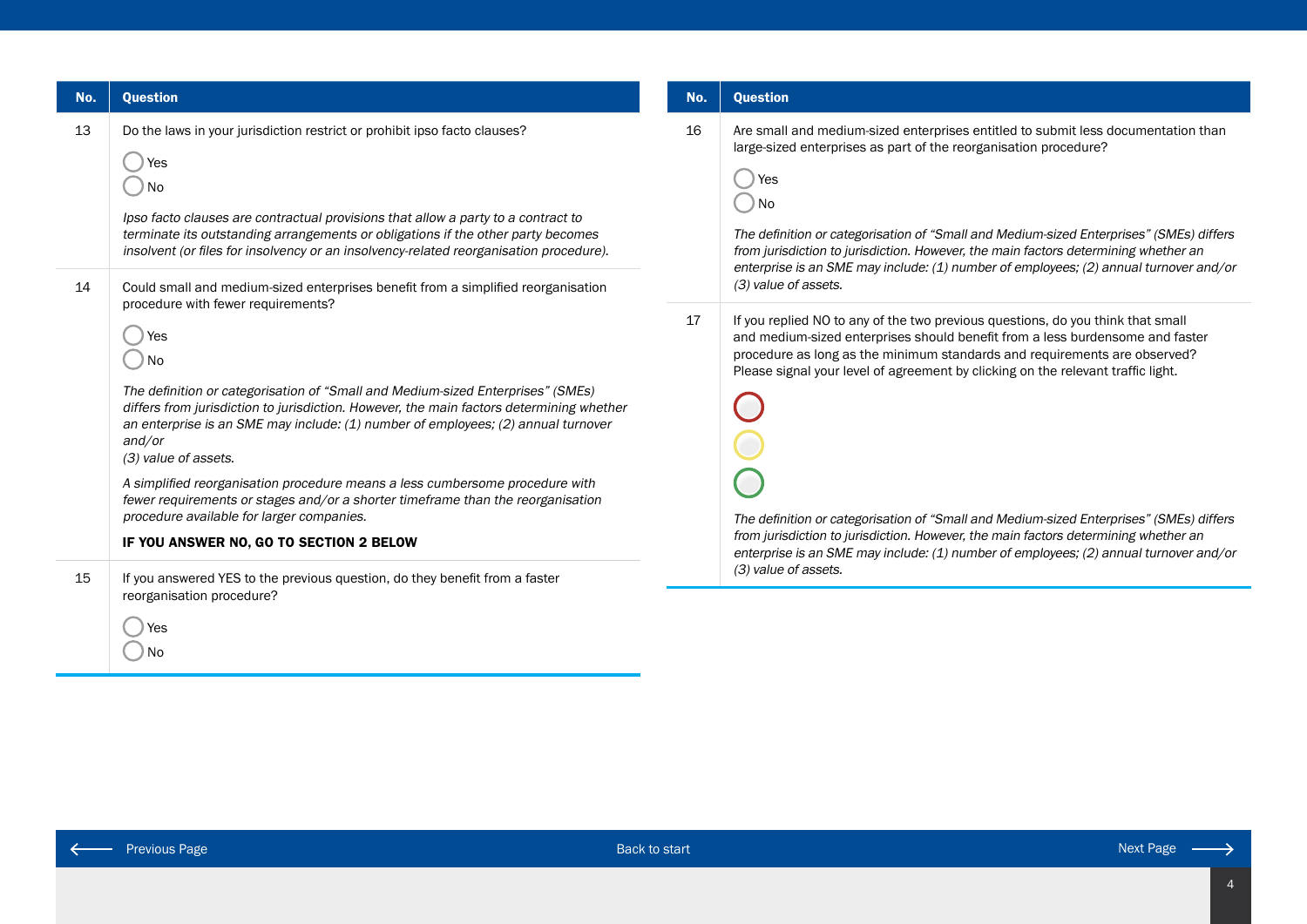| No. | Question |
| --- | --- |
| 13 | Do the laws in your jurisdiction restrict or prohibit ipso facto clauses?<br><br>◯ Yes<br>◯ No<br><br>*Ipso facto clauses are contractual provisions that allow a party to a contract to terminate its outstanding arrangements or obligations if the other party becomes insolvent (or files for insolvency or an insolvency-related reorganisation procedure).* |
| 14 | Could small and medium-sized enterprises benefit from a simplified reorganisation procedure with fewer requirements?<br><br>◯ Yes<br>◯ No<br><br>*The definition or categorisation of "Small and Medium-sized Enterprises" (SMEs) differs from jurisdiction to jurisdiction. However, the main factors determining whether an enterprise is an SME may include: (1) number of employees; (2) annual turnover and/or (3) value of assets.*<br><br>*A simplified reorganisation procedure means a less cumbersome procedure with fewer requirements or stages and/or a shorter timeframe than the reorganisation procedure available for larger companies.*<br><br>**IF YOU ANSWER NO, GO TO SECTION 2 BELOW** |
| 15 | If you answered YES to the previous question, do they benefit from a faster reorganisation procedure?<br><br>◯ Yes<br>◯ No |
| 16 | Are small and medium-sized enterprises entitled to submit less documentation than large-sized enterprises as part of the reorganisation procedure?<br><br>◯ Yes<br>◯ No<br><br>*The definition or categorisation of "Small and Medium-sized Enterprises" (SMEs) differs from jurisdiction to jurisdiction. However, the main factors determining whether an enterprise is an SME may include: (1) number of employees; (2) annual turnover and/or (3) value of assets.* |
| 17 | If you replied NO to any of the two previous questions, do you think that small and medium-sized enterprises should benefit from a less burdensome and faster procedure as long as the minimum standards and requirements are observed? Please signal your level of agreement by clicking on the relevant traffic light.<br><br>◯ (red)<br>◯ (yellow)<br>◯ (green)<br><br>*The definition or categorisation of "Small and Medium-sized Enterprises" (SMEs) differs from jurisdiction to jurisdiction. However, the main factors determining whether an enterprise is an SME may include: (1) number of employees; (2) annual turnover and/or (3) value of assets.* |

← Previous Page | Back to start | Next Page →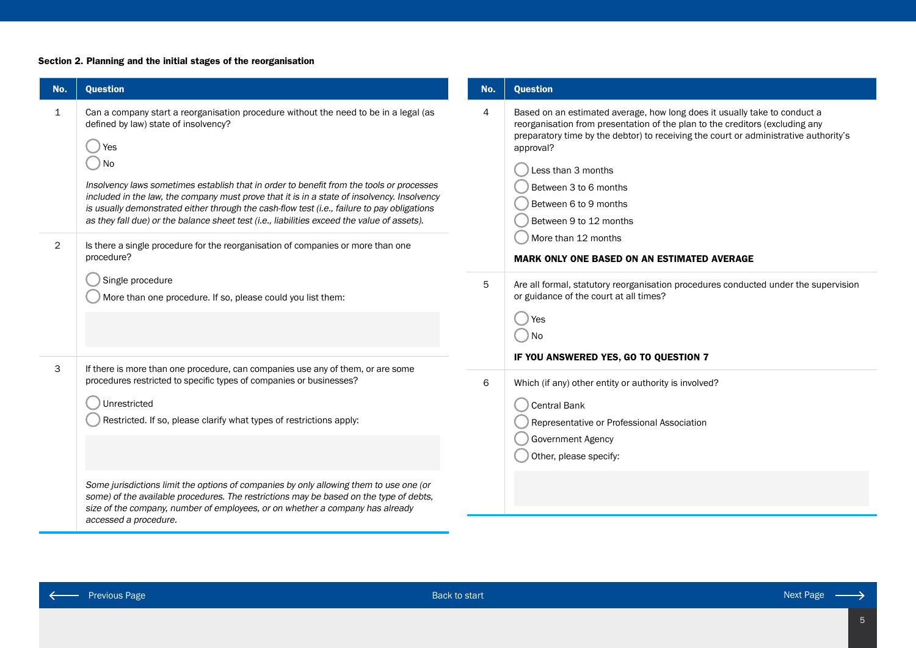**Section 2. Planning and the initial stages of the reorganisation**

| No. | Question |
|---|---|
| 1 | Can a company start a reorganisation procedure without the need to be in a legal (as defined by law) state of insolvency?<br><br>◯ Yes<br>◯ No<br><br>*Insolvency laws sometimes establish that in order to benefit from the tools or processes included in the law, the company must prove that it is in a state of insolvency. Insolvency is usually demonstrated either through the cash-flow test (i.e., failure to pay obligations as they fall due) or the balance sheet test (i.e., liabilities exceed the value of assets).* |
| 2 | Is there a single procedure for the reorganisation of companies or more than one procedure?<br><br>◯ Single procedure<br>◯ More than one procedure. If so, please could you list them: |
| 3 | If there is more than one procedure, can companies use any of them, or are some procedures restricted to specific types of companies or businesses?<br><br>◯ Unrestricted<br>◯ Restricted. If so, please clarify what types of restrictions apply:<br><br>*Some jurisdictions limit the options of companies by only allowing them to use one (or some) of the available procedures. The restrictions may be based on the type of debts, size of the company, number of employees, or on whether a company has already accessed a procedure.* |

| No. | Question |
|---|---|
| 4 | Based on an estimated average, how long does it usually take to conduct a reorganisation from presentation of the plan to the creditors (excluding any preparatory time by the debtor) to receiving the court or administrative authority's approval?<br><br>◯ Less than 3 months<br>◯ Between 3 to 6 months<br>◯ Between 6 to 9 months<br>◯ Between 9 to 12 months<br>◯ More than 12 months<br><br>**MARK ONLY ONE BASED ON AN ESTIMATED AVERAGE** |
| 5 | Are all formal, statutory reorganisation procedures conducted under the supervision or guidance of the court at all times?<br><br>◯ Yes<br>◯ No<br><br>**IF YOU ANSWERED YES, GO TO QUESTION 7** |
| 6 | Which (if any) other entity or authority is involved?<br><br>◯ Central Bank<br>◯ Representative or Professional Association<br>◯ Government Agency<br>◯ Other, please specify: |

Previous Page | Back to start | Next Page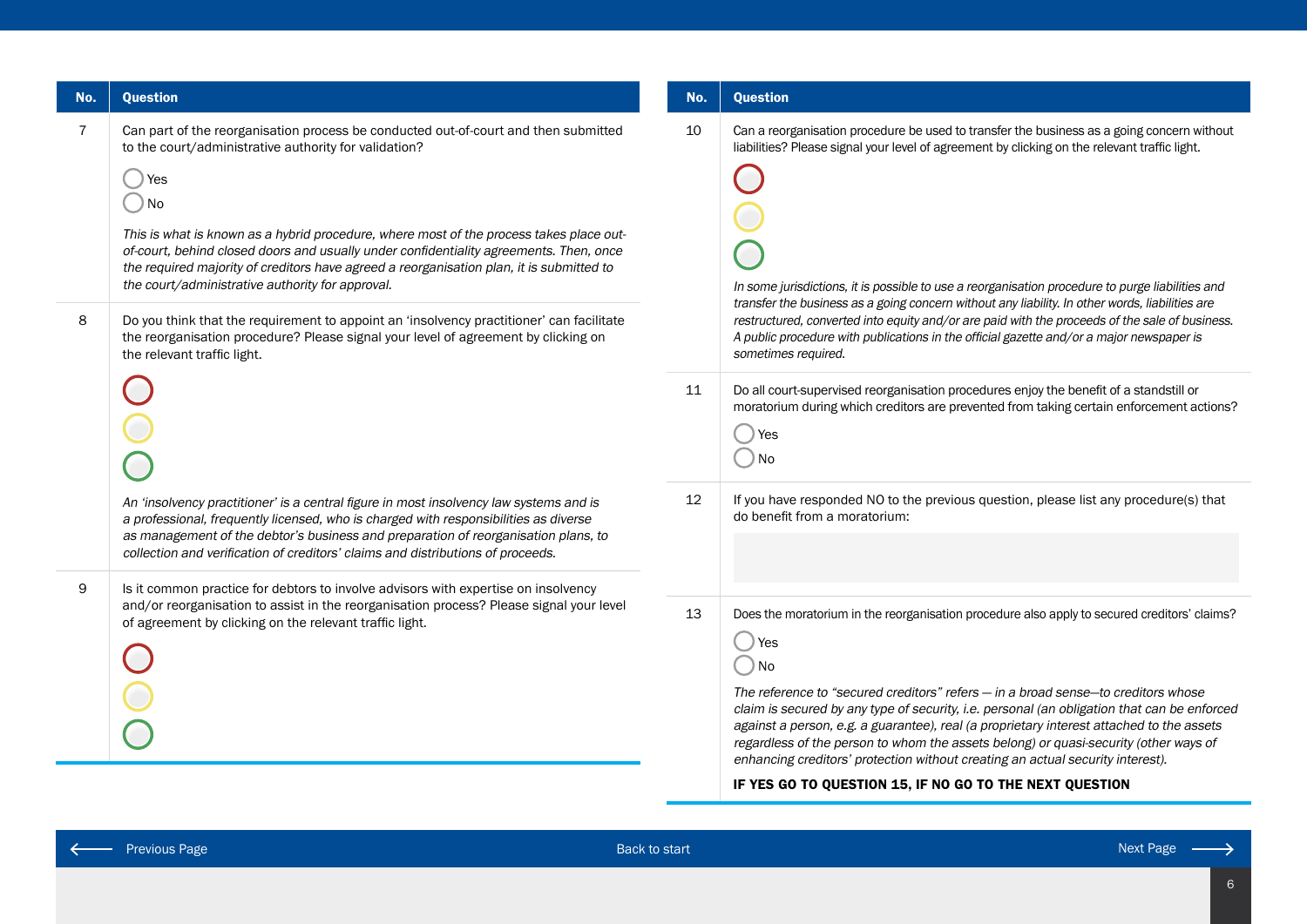| No. | Question |
| --- | --- |
| 7 | Can part of the reorganisation process be conducted out-of-court and then submitted to the court/administrative authority for validation?<br><br>○ Yes<br>○ No<br><br>*This is what is known as a hybrid procedure, where most of the process takes place out-of-court, behind closed doors and usually under confidentiality agreements. Then, once the required majority of creditors have agreed a reorganisation plan, it is submitted to the court/administrative authority for approval.* |
| 8 | Do you think that the requirement to appoint an 'insolvency practitioner' can facilitate the reorganisation procedure? Please signal your level of agreement by clicking on the relevant traffic light.<br><br>○ (red)<br>○ (yellow)<br>○ (green)<br><br>*An 'insolvency practitioner' is a central figure in most insolvency law systems and is a professional, frequently licensed, who is charged with responsibilities as diverse as management of the debtor's business and preparation of reorganisation plans, to collection and verification of creditors' claims and distributions of proceeds.* |
| 9 | Is it common practice for debtors to involve advisors with expertise on insolvency and/or reorganisation to assist in the reorganisation process? Please signal your level of agreement by clicking on the relevant traffic light.<br><br>○ (red)<br>○ (yellow)<br>○ (green) |

| No. | Question |
| --- | --- |
| 10 | Can a reorganisation procedure be used to transfer the business as a going concern without liabilities? Please signal your level of agreement by clicking on the relevant traffic light.<br><br>○ (red)<br>○ (yellow)<br>○ (green)<br><br>*In some jurisdictions, it is possible to use a reorganisation procedure to purge liabilities and transfer the business as a going concern without any liability. In other words, liabilities are restructured, converted into equity and/or are paid with the proceeds of the sale of business. A public procedure with publications in the official gazette and/or a major newspaper is sometimes required.* |
| 11 | Do all court-supervised reorganisation procedures enjoy the benefit of a standstill or moratorium during which creditors are prevented from taking certain enforcement actions?<br><br>○ Yes<br>○ No |
| 12 | If you have responded NO to the previous question, please list any procedure(s) that do benefit from a moratorium: |
| 13 | Does the moratorium in the reorganisation procedure also apply to secured creditors' claims?<br><br>○ Yes<br>○ No<br><br>*The reference to "secured creditors" refers — in a broad sense—to creditors whose claim is secured by any type of security, i.e. personal (an obligation that can be enforced against a person, e.g. a guarantee), real (a proprietary interest attached to the assets regardless of the person to whom the assets belong) or quasi-security (other ways of enhancing creditors' protection without creating an actual security interest).*<br><br>**IF YES GO TO QUESTION 15, IF NO GO TO THE NEXT QUESTION** |

Previous Page | Back to start | Next Page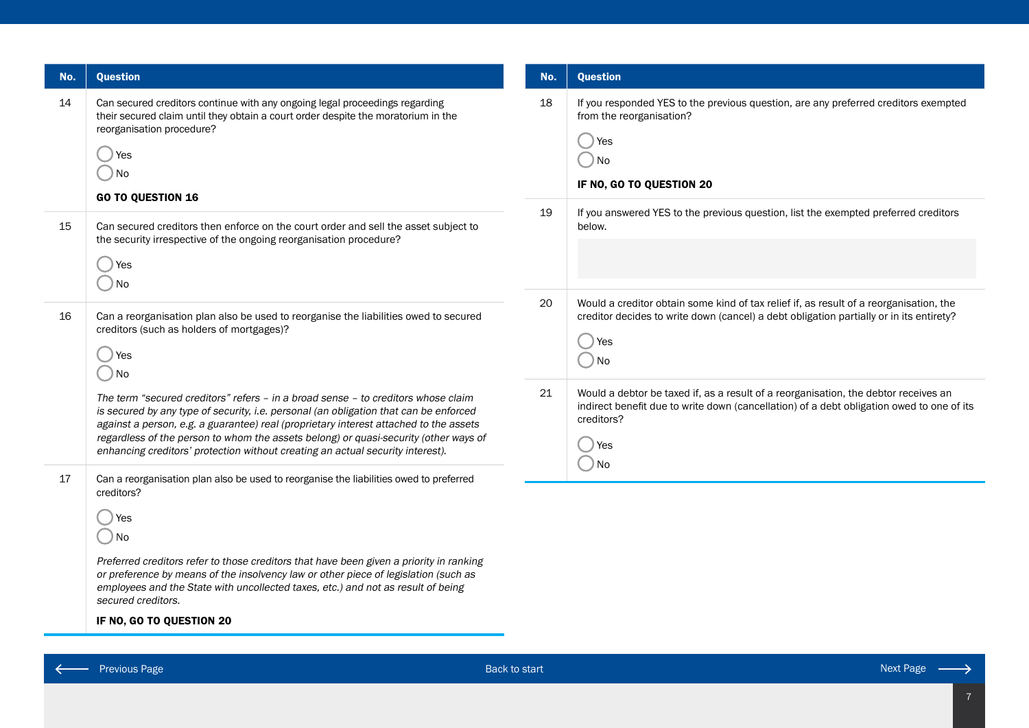| No. | Question |
| --- | --- |
| 14 | Can secured creditors continue with any ongoing legal proceedings regarding their secured claim until they obtain a court order despite the moratorium in the reorganisation procedure?<br><br>◯ Yes<br>◯ No<br><br>**GO TO QUESTION 16** |
| 15 | Can secured creditors then enforce on the court order and sell the asset subject to the security irrespective of the ongoing reorganisation procedure?<br><br>◯ Yes<br>◯ No |
| 16 | Can a reorganisation plan also be used to reorganise the liabilities owed to secured creditors (such as holders of mortgages)?<br><br>◯ Yes<br>◯ No<br><br>*The term "secured creditors" refers – in a broad sense – to creditors whose claim is secured by any type of security, i.e. personal (an obligation that can be enforced against a person, e.g. a guarantee) real (proprietary interest attached to the assets regardless of the person to whom the assets belong) or quasi-security (other ways of enhancing creditors' protection without creating an actual security interest).* |
| 17 | Can a reorganisation plan also be used to reorganise the liabilities owed to preferred creditors?<br><br>◯ Yes<br>◯ No<br><br>*Preferred creditors refer to those creditors that have been given a priority in ranking or preference by means of the insolvency law or other piece of legislation (such as employees and the State with uncollected taxes, etc.) and not as result of being secured creditors.*<br><br>**IF NO, GO TO QUESTION 20** |

| No. | Question |
| --- | --- |
| 18 | If you responded YES to the previous question, are any preferred creditors exempted from the reorganisation?<br><br>◯ Yes<br>◯ No<br><br>**IF NO, GO TO QUESTION 20** |
| 19 | If you answered YES to the previous question, list the exempted preferred creditors below. |
| 20 | Would a creditor obtain some kind of tax relief if, as result of a reorganisation, the creditor decides to write down (cancel) a debt obligation partially or in its entirety?<br><br>◯ Yes<br>◯ No |
| 21 | Would a debtor be taxed if, as a result of a reorganisation, the debtor receives an indirect benefit due to write down (cancellation) of a debt obligation owed to one of its creditors?<br><br>◯ Yes<br>◯ No |

Previous Page | Back to start | Next Page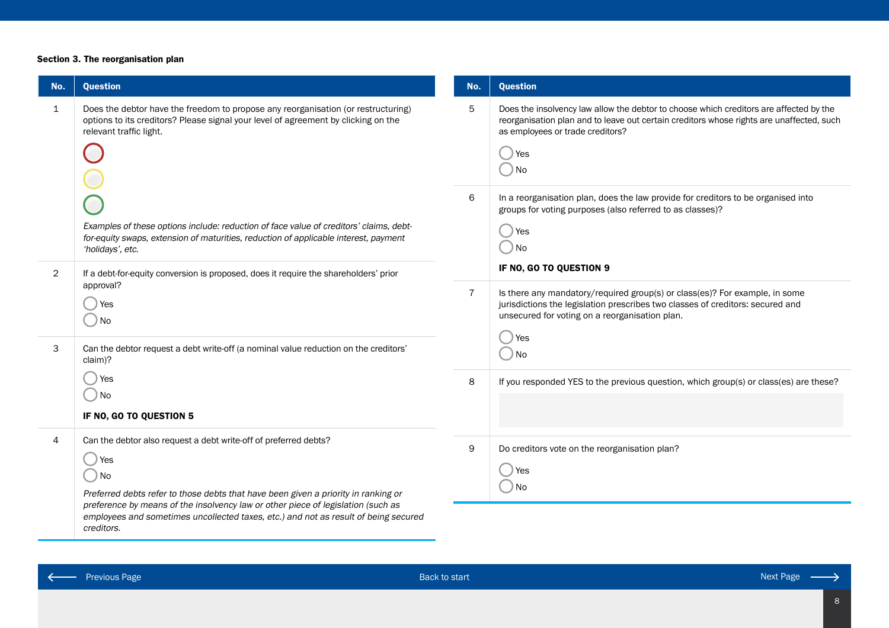**Section 3. The reorganisation plan**

| No. | Question |
| --- | --- |
| 1 | Does the debtor have the freedom to propose any reorganisation (or restructuring) options to its creditors? Please signal your level of agreement by clicking on the relevant traffic light.<br><br>*Examples of these options include: reduction of face value of creditors' claims, debt-for-equity swaps, extension of maturities, reduction of applicable interest, payment 'holidays', etc.* |
| 2 | If a debt-for-equity conversion is proposed, does it require the shareholders' prior approval?<br><br>Yes<br>No |
| 3 | Can the debtor request a debt write-off (a nominal value reduction on the creditors' claim)?<br><br>Yes<br>No<br><br>**IF NO, GO TO QUESTION 5** |
| 4 | Can the debtor also request a debt write-off of preferred debts?<br><br>Yes<br>No<br><br>*Preferred debts refer to those debts that have been given a priority in ranking or preference by means of the insolvency law or other piece of legislation (such as employees and sometimes uncollected taxes, etc.) and not as result of being secured creditors.* |
| 5 | Does the insolvency law allow the debtor to choose which creditors are affected by the reorganisation plan and to leave out certain creditors whose rights are unaffected, such as employees or trade creditors?<br><br>Yes<br>No |
| 6 | In a reorganisation plan, does the law provide for creditors to be organised into groups for voting purposes (also referred to as classes)?<br><br>Yes<br>No<br><br>**IF NO, GO TO QUESTION 9** |
| 7 | Is there any mandatory/required group(s) or class(es)? For example, in some jurisdictions the legislation prescribes two classes of creditors: secured and unsecured for voting on a reorganisation plan.<br><br>Yes<br>No |
| 8 | If you responded YES to the previous question, which group(s) or class(es) are these? |
| 9 | Do creditors vote on the reorganisation plan?<br><br>Yes<br>No |

Previous Page | Back to start | Next Page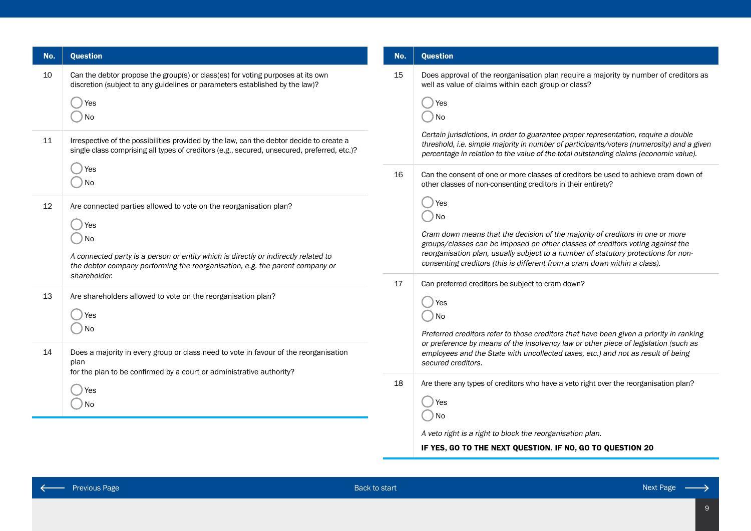| No. | Question |
|---|---|
| 10 | Can the debtor propose the group(s) or class(es) for voting purposes at its own discretion (subject to any guidelines or parameters established by the law)?<br><br>◯ Yes<br>◯ No |
| 11 | Irrespective of the possibilities provided by the law, can the debtor decide to create a single class comprising all types of creditors (e.g., secured, unsecured, preferred, etc.)?<br><br>◯ Yes<br>◯ No |
| 12 | Are connected parties allowed to vote on the reorganisation plan?<br><br>◯ Yes<br>◯ No<br><br>*A connected party is a person or entity which is directly or indirectly related to the debtor company performing the reorganisation, e.g. the parent company or shareholder.* |
| 13 | Are shareholders allowed to vote on the reorganisation plan?<br><br>◯ Yes<br>◯ No |
| 14 | Does a majority in every group or class need to vote in favour of the reorganisation plan<br>for the plan to be confirmed by a court or administrative authority?<br><br>◯ Yes<br>◯ No |

| No. | Question |
|---|---|
| 15 | Does approval of the reorganisation plan require a majority by number of creditors as well as value of claims within each group or class?<br><br>◯ Yes<br>◯ No<br><br>*Certain jurisdictions, in order to guarantee proper representation, require a double threshold, i.e. simple majority in number of participants/voters (numerosity) and a given percentage in relation to the value of the total outstanding claims (economic value).* |
| 16 | Can the consent of one or more classes of creditors be used to achieve cram down of other classes of non-consenting creditors in their entirety?<br><br>◯ Yes<br>◯ No<br><br>*Cram down means that the decision of the majority of creditors in one or more groups/classes can be imposed on other classes of creditors voting against the reorganisation plan, usually subject to a number of statutory protections for non-consenting creditors (this is different from a cram down within a class).* |
| 17 | Can preferred creditors be subject to cram down?<br><br>◯ Yes<br>◯ No<br><br>*Preferred creditors refer to those creditors that have been given a priority in ranking or preference by means of the insolvency law or other piece of legislation (such as employees and the State with uncollected taxes, etc.) and not as result of being secured creditors.* |
| 18 | Are there any types of creditors who have a veto right over the reorganisation plan?<br><br>◯ Yes<br>◯ No<br><br>*A veto right is a right to block the reorganisation plan.*<br><br>**IF YES, GO TO THE NEXT QUESTION. IF NO, GO TO QUESTION 20** |

Previous Page | Back to start | Next Page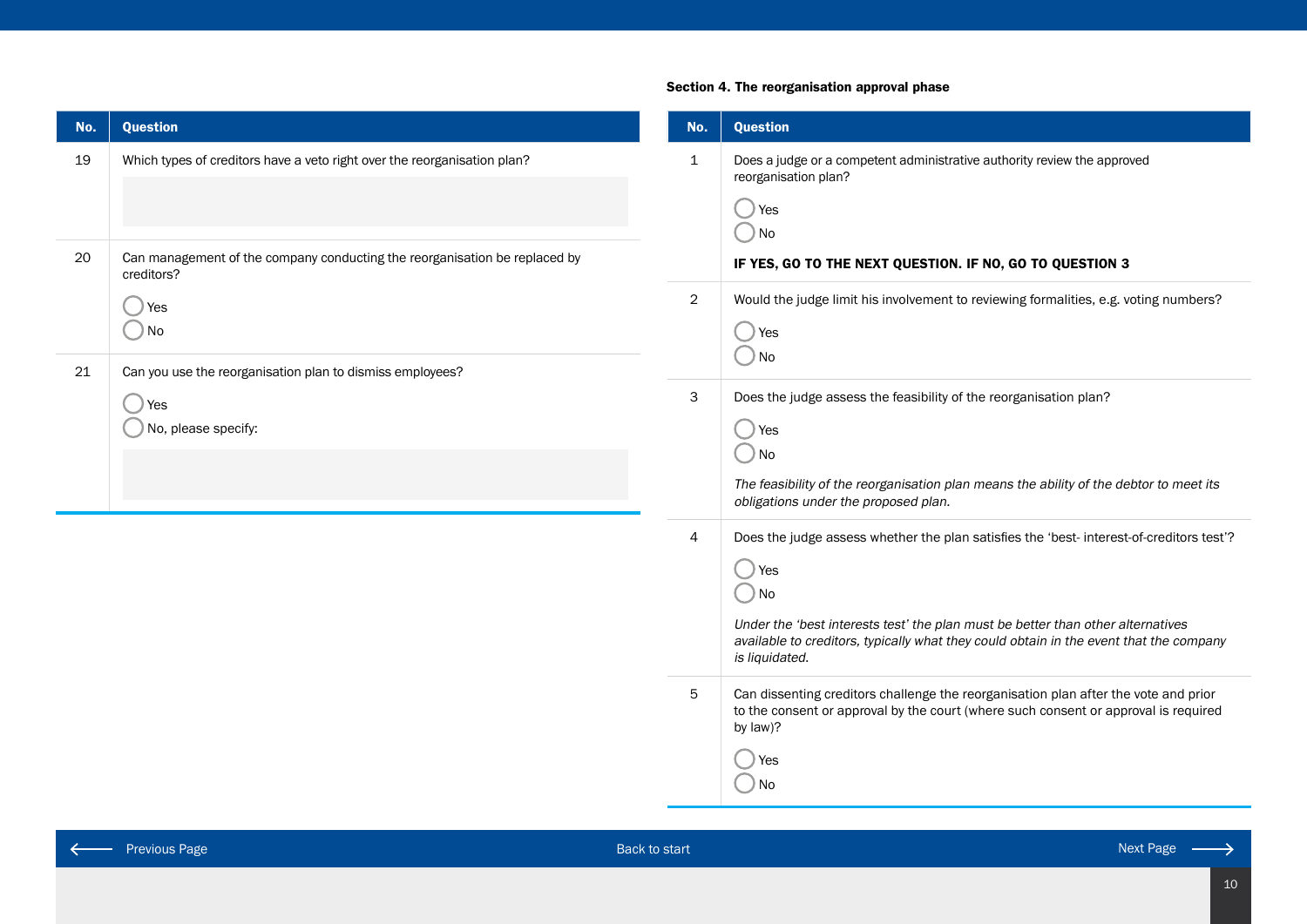| No. | Question |
|---|---|
| 19 | Which types of creditors have a veto right over the reorganisation plan? |
| 20 | Can management of the company conducting the reorganisation be replaced by creditors?<br>◯ Yes<br>◯ No |
| 21 | Can you use the reorganisation plan to dismiss employees?<br>◯ Yes<br>◯ No, please specify: |

**Section 4. The reorganisation approval phase**

| No. | Question |
|---|---|
| 1 | Does a judge or a competent administrative authority review the approved reorganisation plan?<br>◯ Yes<br>◯ No<br>**IF YES, GO TO THE NEXT QUESTION. IF NO, GO TO QUESTION 3** |
| 2 | Would the judge limit his involvement to reviewing formalities, e.g. voting numbers?<br>◯ Yes<br>◯ No |
| 3 | Does the judge assess the feasibility of the reorganisation plan?<br>◯ Yes<br>◯ No<br>*The feasibility of the reorganisation plan means the ability of the debtor to meet its obligations under the proposed plan.* |
| 4 | Does the judge assess whether the plan satisfies the 'best- interest-of-creditors test'?<br>◯ Yes<br>◯ No<br>*Under the 'best interests test' the plan must be better than other alternatives available to creditors, typically what they could obtain in the event that the company is liquidated.* |
| 5 | Can dissenting creditors challenge the reorganisation plan after the vote and prior to the consent or approval by the court (where such consent or approval is required by law)?<br>◯ Yes<br>◯ No |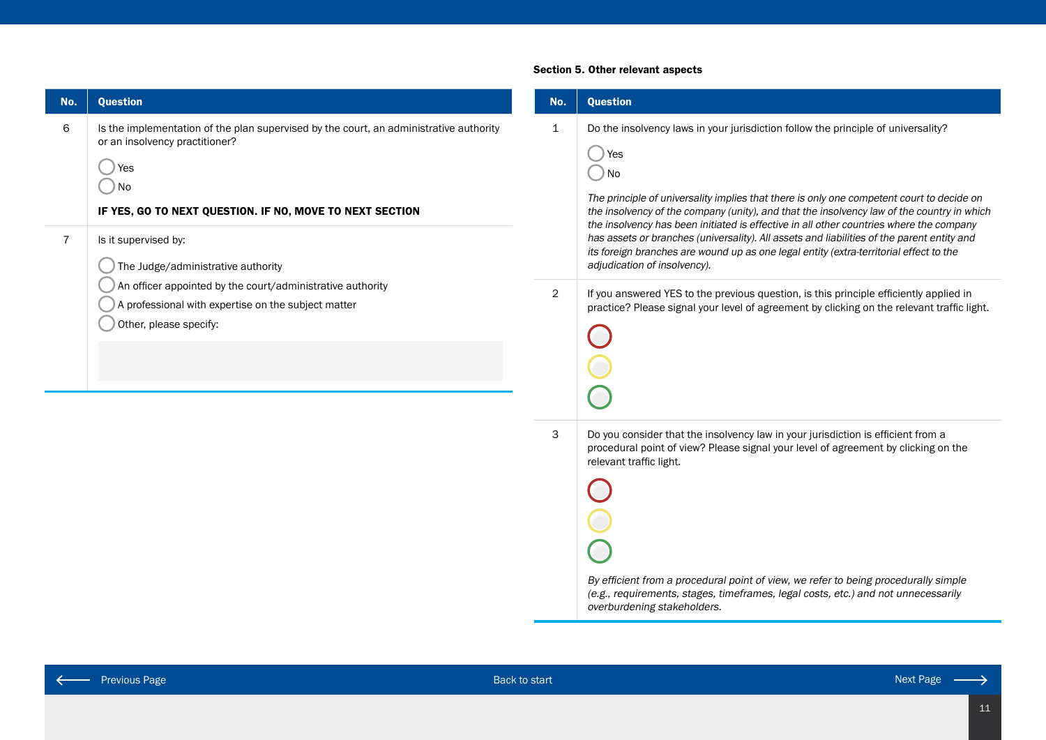| No. | Question |
| --- | --- |
| 6 | Is the implementation of the plan supervised by the court, an administrative authority or an insolvency practitioner?<br><br>◯ Yes<br>◯ No<br><br>**IF YES, GO TO NEXT QUESTION. IF NO, MOVE TO NEXT SECTION** |
| 7 | Is it supervised by:<br><br>◯ The Judge/administrative authority<br>◯ An officer appointed by the court/administrative authority<br>◯ A professional with expertise on the subject matter<br>◯ Other, please specify: |

**Section 5. Other relevant aspects**

| No. | Question |
| --- | --- |
| 1 | Do the insolvency laws in your jurisdiction follow the principle of universality?<br><br>◯ Yes<br>◯ No<br><br>*The principle of universality implies that there is only one competent court to decide on the insolvency of the company (unity), and that the insolvency law of the country in which the insolvency has been initiated is effective in all other countries where the company has assets or branches (universality). All assets and liabilities of the parent entity and its foreign branches are wound up as one legal entity (extra-territorial effect to the adjudication of insolvency).* |
| 2 | If you answered YES to the previous question, is this principle efficiently applied in practice? Please signal your level of agreement by clicking on the relevant traffic light.<br><br>◯<br>◯<br>◯ |
| 3 | Do you consider that the insolvency law in your jurisdiction is efficient from a procedural point of view? Please signal your level of agreement by clicking on the relevant traffic light.<br><br>◯<br>◯<br>◯<br><br>*By efficient from a procedural point of view, we refer to being procedurally simple (e.g., requirements, stages, timeframes, legal costs, etc.) and not unnecessarily overburdening stakeholders.* |

Previous Page | Back to start | Next Page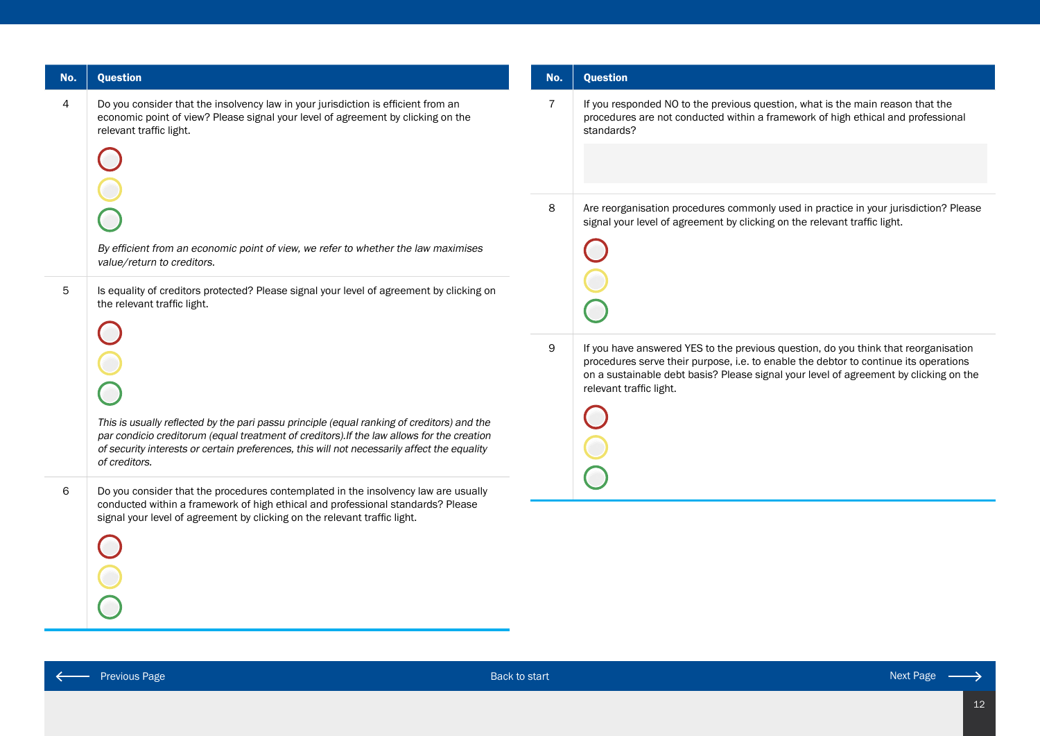| No. | Question |
|---|---|
| 4 | Do you consider that the insolvency law in your jurisdiction is efficient from an economic point of view? Please signal your level of agreement by clicking on the relevant traffic light.<br><br>*By efficient from an economic point of view, we refer to whether the law maximises value/return to creditors.* |
| 5 | Is equality of creditors protected? Please signal your level of agreement by clicking on the relevant traffic light.<br><br>*This is usually reflected by the pari passu principle (equal ranking of creditors) and the par condicio creditorum (equal treatment of creditors).If the law allows for the creation of security interests or certain preferences, this will not necessarily affect the equality of creditors.* |
| 6 | Do you consider that the procedures contemplated in the insolvency law are usually conducted within a framework of high ethical and professional standards? Please signal your level of agreement by clicking on the relevant traffic light. |

| No. | Question |
|---|---|
| 7 | If you responded NO to the previous question, what is the main reason that the procedures are not conducted within a framework of high ethical and professional standards? |
| 8 | Are reorganisation procedures commonly used in practice in your jurisdiction? Please signal your level of agreement by clicking on the relevant traffic light. |
| 9 | If you have answered YES to the previous question, do you think that reorganisation procedures serve their purpose, i.e. to enable the debtor to continue its operations on a sustainable debt basis? Please signal your level of agreement by clicking on the relevant traffic light. |

Previous Page | Back to start | Next Page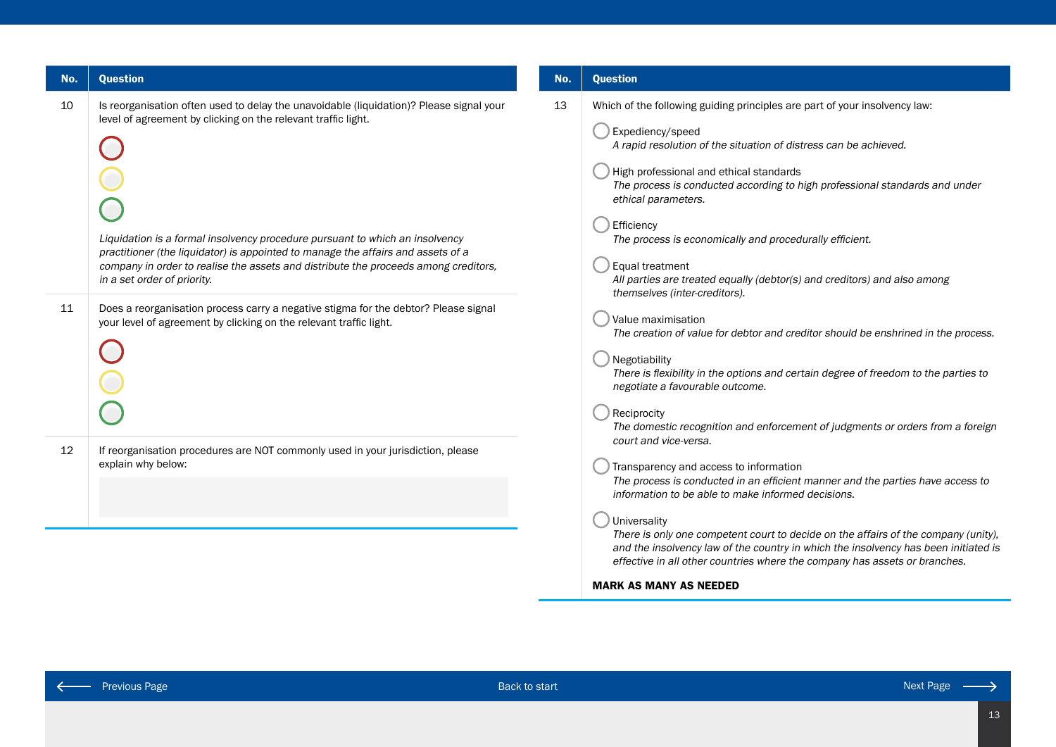| No. | Question |
| --- | --- |
| 10 | Is reorganisation often used to delay the unavoidable (liquidation)? Please signal your level of agreement by clicking on the relevant traffic light.<br><br>*Liquidation is a formal insolvency procedure pursuant to which an insolvency practitioner (the liquidator) is appointed to manage the affairs and assets of a company in order to realise the assets and distribute the proceeds among creditors, in a set order of priority.* |
| 11 | Does a reorganisation process carry a negative stigma for the debtor? Please signal your level of agreement by clicking on the relevant traffic light. |
| 12 | If reorganisation procedures are NOT commonly used in your jurisdiction, please explain why below: |

| No. | Question |
| --- | --- |
| 13 | Which of the following guiding principles are part of your insolvency law:<br><br>Expediency/speed<br>*A rapid resolution of the situation of distress can be achieved.*<br><br>High professional and ethical standards<br>*The process is conducted according to high professional standards and under ethical parameters.*<br><br>Efficiency<br>*The process is economically and procedurally efficient.*<br><br>Equal treatment<br>*All parties are treated equally (debtor(s) and creditors) and also among themselves (inter-creditors).*<br><br>Value maximisation<br>*The creation of value for debtor and creditor should be enshrined in the process.*<br><br>Negotiability<br>*There is flexibility in the options and certain degree of freedom to the parties to negotiate a favourable outcome.*<br><br>Reciprocity<br>*The domestic recognition and enforcement of judgments or orders from a foreign court and vice-versa.*<br><br>Transparency and access to information<br>*The process is conducted in an efficient manner and the parties have access to information to be able to make informed decisions.*<br><br>Universality<br>*There is only one competent court to decide on the affairs of the company (unity), and the insolvency law of the country in which the insolvency has been initiated is effective in all other countries where the company has assets or branches.*<br><br>**MARK AS MANY AS NEEDED** |

Previous Page | Back to start | Next Page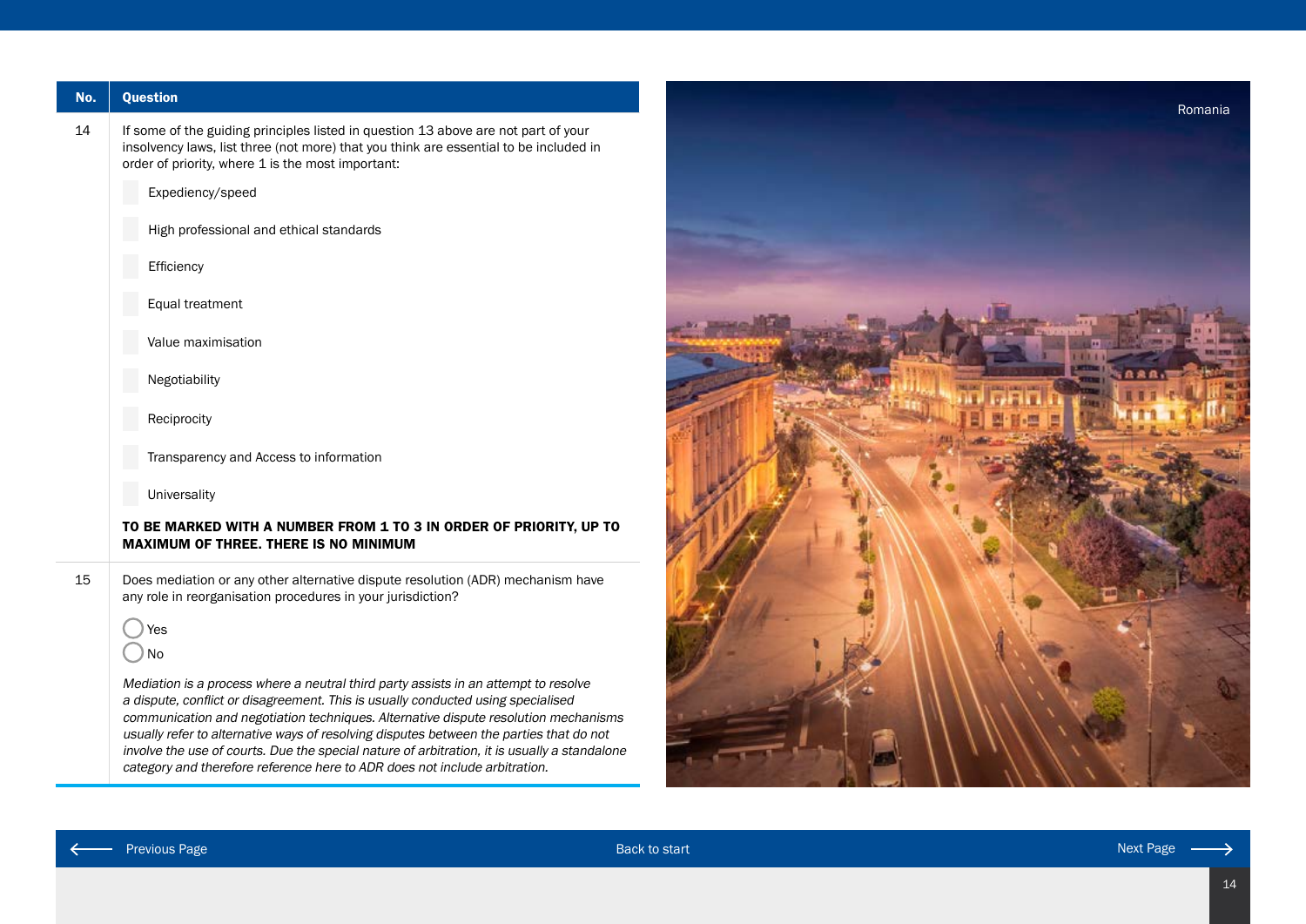| No. | Question |
|---|---|
| 14 | If some of the guiding principles listed in question 13 above are not part of your insolvency laws, list three (not more) that you think are essential to be included in order of priority, where 1 is the most important:<br><br>☐ Expediency/speed<br>☐ High professional and ethical standards<br>☐ Efficiency<br>☐ Equal treatment<br>☐ Value maximisation<br>☐ Negotiability<br>☐ Reciprocity<br>☐ Transparency and Access to information<br>☐ Universality<br><br>**TO BE MARKED WITH A NUMBER FROM 1 TO 3 IN ORDER OF PRIORITY, UP TO MAXIMUM OF THREE. THERE IS NO MINIMUM** |
| 15 | Does mediation or any other alternative dispute resolution (ADR) mechanism have any role in reorganisation procedures in your jurisdiction?<br><br>○ Yes<br>○ No<br><br>*Mediation is a process where a neutral third party assists in an attempt to resolve a dispute, conflict or disagreement. This is usually conducted using specialised communication and negotiation techniques. Alternative dispute resolution mechanisms usually refer to alternative ways of resolving disputes between the parties that do not involve the use of courts. Due the special nature of arbitration, it is usually a standalone category and therefore reference here to ADR does not include arbitration.* |

Romania

Previous Page | Back to start | Next Page